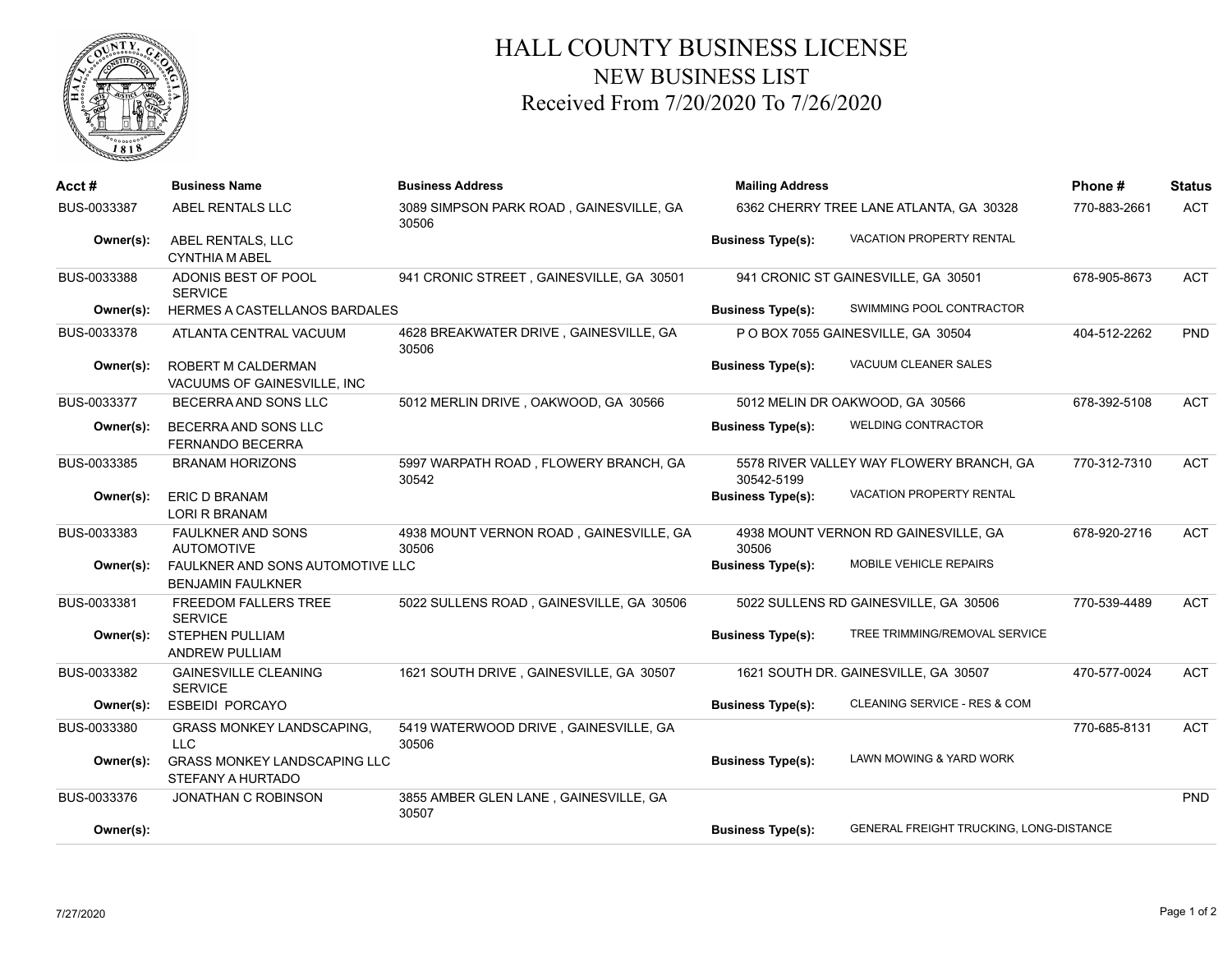# HALL COUNTY BUSINESS LICENSE
## NEW BUSINESS LIST
### Received From 7/20/2020 To 7/26/2020

| Acct # | Business Name | Business Address | Mailing Address | | Phone # | Status |
|---|---|---|---|---|---|---|
| BUS-0033387 | ABEL RENTALS LLC | 3089 SIMPSON PARK ROAD , GAINESVILLE, GA 30506 | 6362 CHERRY TREE LANE ATLANTA, GA 30328 | | 770-883-2661 | ACT |
| **Owner(s):** | ABEL RENTALS, LLC<br>CYNTHIA M ABEL | | **Business Type(s):** | VACATION PROPERTY RENTAL | | |
| BUS-0033388 | ADONIS BEST OF POOL SERVICE | 941 CRONIC STREET , GAINESVILLE, GA 30501 | 941 CRONIC ST GAINESVILLE, GA 30501 | | 678-905-8673 | ACT |
| **Owner(s):** | HERMES A CASTELLANOS BARDALES | | **Business Type(s):** | SWIMMING POOL CONTRACTOR | | |
| BUS-0033378 | ATLANTA CENTRAL VACUUM | 4628 BREAKWATER DRIVE , GAINESVILLE, GA 30506 | P O BOX 7055 GAINESVILLE, GA 30504 | | 404-512-2262 | PND |
| **Owner(s):** | ROBERT M CALDERMAN<br>VACUUMS OF GAINESVILLE, INC | | **Business Type(s):** | VACUUM CLEANER SALES | | |
| BUS-0033377 | BECERRA AND SONS LLC | 5012 MERLIN DRIVE , OAKWOOD, GA 30566 | 5012 MELIN DR OAKWOOD, GA 30566 | | 678-392-5108 | ACT |
| **Owner(s):** | BECERRA AND SONS LLC<br>FERNANDO BECERRA | | **Business Type(s):** | WELDING CONTRACTOR | | |
| BUS-0033385 | BRANAM HORIZONS | 5997 WARPATH ROAD , FLOWERY BRANCH, GA 30542 | 5578 RIVER VALLEY WAY FLOWERY BRANCH, GA 30542-5199 | | 770-312-7310 | ACT |
| **Owner(s):** | ERIC D BRANAM<br>LORI R BRANAM | | **Business Type(s):** | VACATION PROPERTY RENTAL | | |
| BUS-0033383 | FAULKNER AND SONS AUTOMOTIVE | 4938 MOUNT VERNON ROAD , GAINESVILLE, GA 30506 | 4938 MOUNT VERNON RD GAINESVILLE, GA 30506 | | 678-920-2716 | ACT |
| **Owner(s):** | FAULKNER AND SONS AUTOMOTIVE LLC<br>BENJAMIN FAULKNER | | **Business Type(s):** | MOBILE VEHICLE REPAIRS | | |
| BUS-0033381 | FREEDOM FALLERS TREE SERVICE | 5022 SULLENS ROAD , GAINESVILLE, GA 30506 | 5022 SULLENS RD GAINESVILLE, GA 30506 | | 770-539-4489 | ACT |
| **Owner(s):** | STEPHEN PULLIAM<br>ANDREW PULLIAM | | **Business Type(s):** | TREE TRIMMING/REMOVAL SERVICE | | |
| BUS-0033382 | GAINESVILLE CLEANING SERVICE | 1621 SOUTH DRIVE , GAINESVILLE, GA 30507 | 1621 SOUTH DR. GAINESVILLE, GA 30507 | | 470-577-0024 | ACT |
| **Owner(s):** | ESBEIDI PORCAYO | | **Business Type(s):** | CLEANING SERVICE - RES & COM | | |
| BUS-0033380 | GRASS MONKEY LANDSCAPING, LLC | 5419 WATERWOOD DRIVE , GAINESVILLE, GA 30506 | | | 770-685-8131 | ACT |
| **Owner(s):** | GRASS MONKEY LANDSCAPING LLC<br>STEFANY A HURTADO | | **Business Type(s):** | LAWN MOWING & YARD WORK | | |
| BUS-0033376 | JONATHAN C ROBINSON | 3855 AMBER GLEN LANE , GAINESVILLE, GA 30507 | | | | PND |
| **Owner(s):** | | | **Business Type(s):** | GENERAL FREIGHT TRUCKING, LONG-DISTANCE | | |

7/27/2020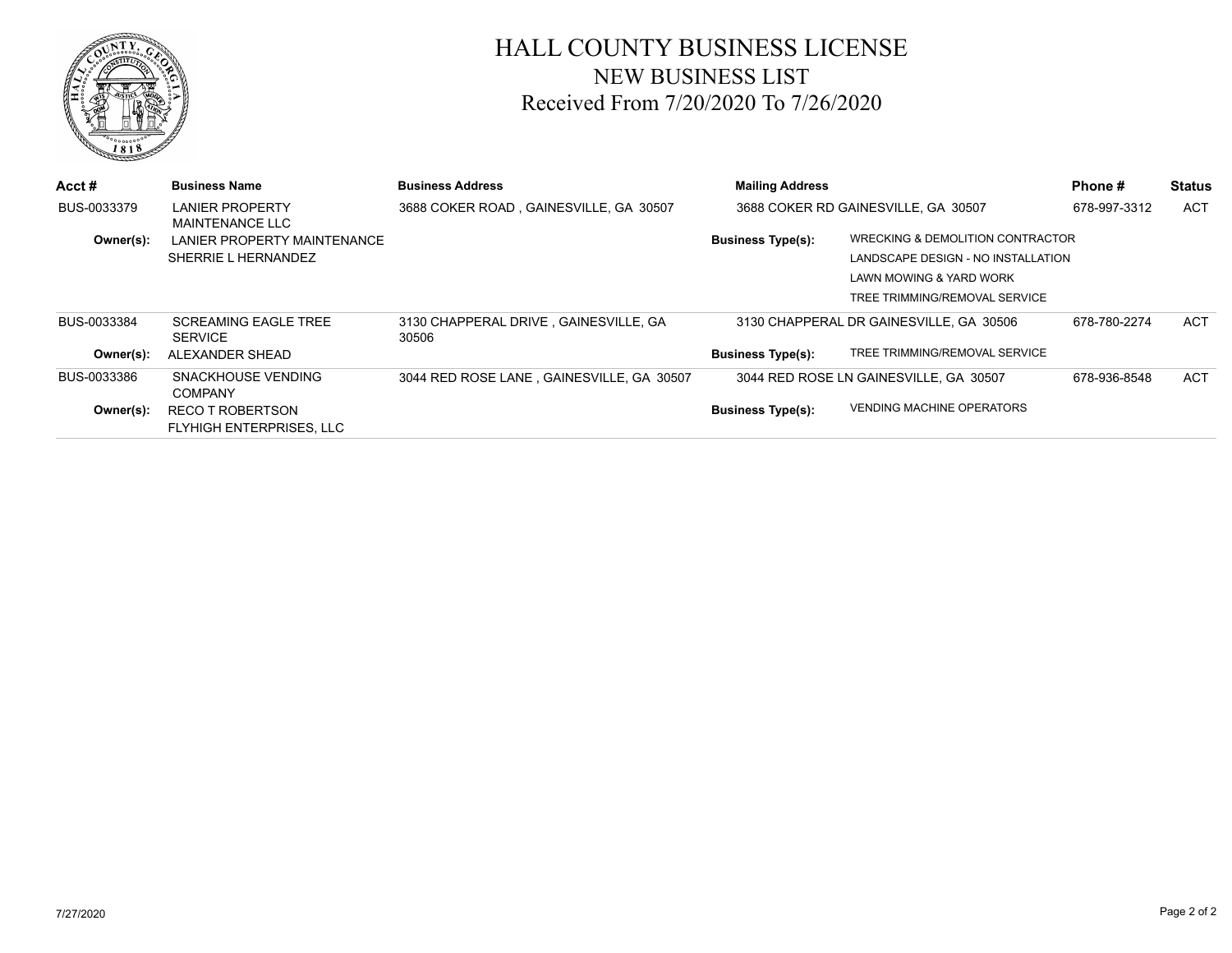# HALL COUNTY BUSINESS LICENSE
## NEW BUSINESS LIST
## Received From 7/20/2020 To 7/26/2020

| Acct # | Business Name | Business Address | Mailing Address | | Phone # | Status |
|---|---|---|---|---|---|---|
| BUS-0033379 | LANIER PROPERTY MAINTENANCE LLC | 3688 COKER ROAD , GAINESVILLE, GA 30507 | 3688 COKER RD GAINESVILLE, GA 30507 | | 678-997-3312 | ACT |
| **Owner(s):** | LANIER PROPERTY MAINTENANCE<br>SHERRIE L HERNANDEZ | | **Business Type(s):** | WRECKING & DEMOLITION CONTRACTOR<br>LANDSCAPE DESIGN - NO INSTALLATION<br>LAWN MOWING & YARD WORK<br>TREE TRIMMING/REMOVAL SERVICE | | |
| BUS-0033384 | SCREAMING EAGLE TREE SERVICE | 3130 CHAPPERAL DRIVE , GAINESVILLE, GA 30506 | 3130 CHAPPERAL DR GAINESVILLE, GA 30506 | | 678-780-2274 | ACT |
| **Owner(s):** | ALEXANDER SHEAD | | **Business Type(s):** | TREE TRIMMING/REMOVAL SERVICE | | |
| BUS-0033386 | SNACKHOUSE VENDING COMPANY | 3044 RED ROSE LANE , GAINESVILLE, GA 30507 | 3044 RED ROSE LN GAINESVILLE, GA 30507 | | 678-936-8548 | ACT |
| **Owner(s):** | RECO T ROBERTSON<br>FLYHIGH ENTERPRISES, LLC | | **Business Type(s):** | VENDING MACHINE OPERATORS | | |

7/27/2020